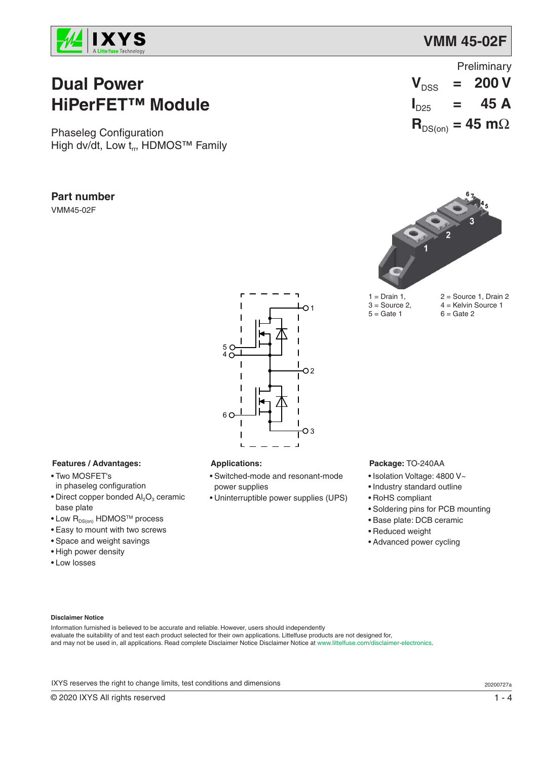# VMM 45-02F

Preliminary

# Dual Power HiPerFET™ Module

$V_{DSS}$ = 200 V

$I_{D25}$ = 45 A

$R_{DS(on)}$ = 45 mΩ

Phaseleg Configuration
High dv/dt, Low $t_{rr}$, HDMOS™ Family

## Part number

VMM45-02F

1 = Drain 1, 2 = Source 1, Drain 2
3 = Source 2, 4 = Kelvin Source 1
5 = Gate 1, 6 = Gate 2

### Features / Advantages:

- Two MOSFET's in phaseleg configuration
- Direct copper bonded $Al_2O_3$ ceramic base plate
- Low $R_{DS(on)}$ HDMOS™ process
- Easy to mount with two screws
- Space and weight savings
- High power density
- Low losses

### Applications:

- Switched-mode and resonant-mode power supplies
- Uninterruptible power supplies (UPS)

### Package: TO-240AA

- Isolation Voltage: 4800 V~
- Industry standard outline
- RoHS compliant
- Soldering pins for PCB mounting
- Base plate: DCB ceramic
- Reduced weight
- Advanced power cycling

**Disclaimer Notice**

Information furnished is believed to be accurate and reliable. However, users should independently evaluate the suitability of and test each product selected for their own applications. Littelfuse products are not designed for, and may not be used in, all applications. Read complete Disclaimer Notice Disclaimer Notice at www.littelfuse.com/disclaimer-electronics.

IXYS reserves the right to change limits, test conditions and dimensions

20200727a

© 2020 IXYS All rights reserved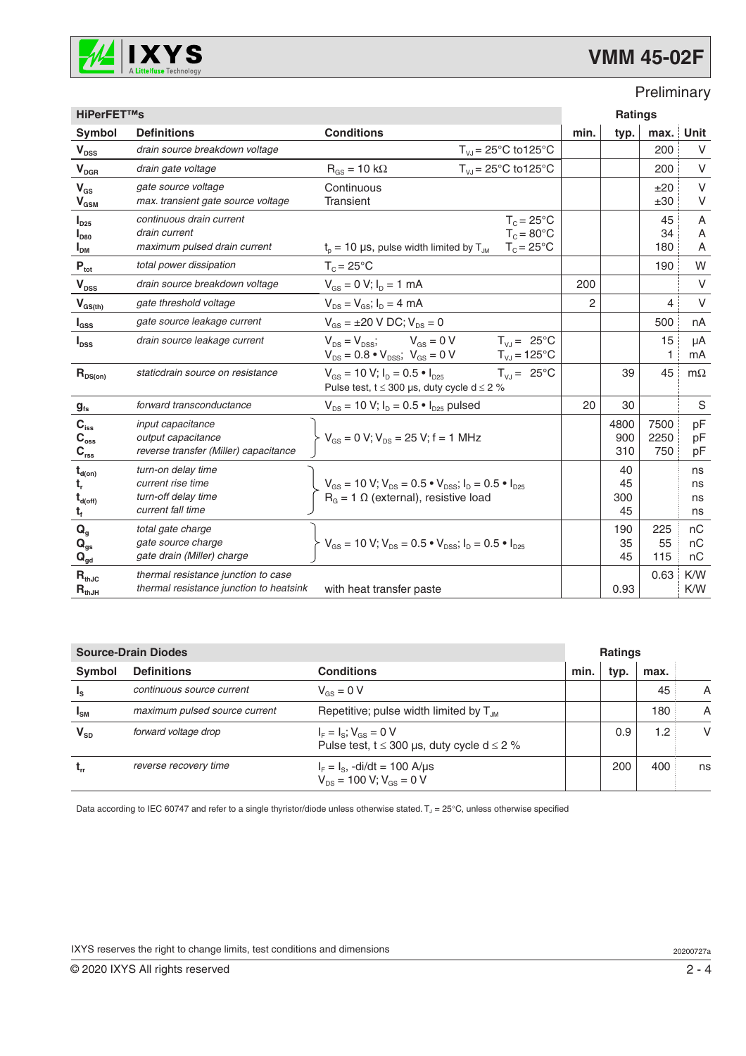# VMM 45-02F

Preliminary

| HiPerFET™s | | | Ratings | | | |
|---|---|---|---|---|---|---|
| **Symbol** | **Definitions** | **Conditions** | **min.** | **typ.** | **max.** | **Unit** |
| $V_{DSS}$ | *drain source breakdown voltage* | $T_{VJ}$ = 25°C to125°C | | | 200 | V |
| $V_{DGR}$ | *drain gate voltage* | $R_{GS}$ = 10 kΩ; $T_{VJ}$ = 25°C to125°C | | | 200 | V |
| $V_{GS}$<br>$V_{GSM}$ | *gate source voltage*<br>*max. transient gate source voltage* | Continuous<br>Transient | | | ±20<br>±30 | V<br>V |
| $I_{D25}$<br>$I_{D80}$<br>$I_{DM}$ | *continuous drain current*<br>*drain current*<br>*maximum pulsed drain current* | $T_C$ = 25°C<br>$T_C$ = 80°C<br>$t_p$ = 10 µs, pulse width limited by $T_{JM}$; $T_C$ = 25°C | | | 45<br>34<br>180 | A<br>A<br>A |
| $P_{tot}$ | *total power dissipation* | $T_C$ = 25°C | | | 190 | W |
| $V_{DSS}$ | *drain source breakdown voltage* | $V_{GS}$ = 0 V; $I_D$ = 1 mA | 200 | | | V |
| $V_{GS(th)}$ | *gate threshold voltage* | $V_{DS}$ = $V_{GS}$; $I_D$ = 4 mA | 2 | | 4 | V |
| $I_{GSS}$ | *gate source leakage current* | $V_{GS}$ = ±20 V DC; $V_{DS}$ = 0 | | | 500 | nA |
| $I_{DSS}$ | *drain source leakage current* | $V_{DS}$ = $V_{DSS}$; $V_{GS}$ = 0 V; $T_{VJ}$ = 25°C<br>$V_{DS}$ = 0.8 • $V_{DSS}$; $V_{GS}$ = 0 V; $T_{VJ}$ = 125°C | | | 15<br>1 | µA<br>mA |
| $R_{DS(on)}$ | *staticdrain source on resistance* | $V_{GS}$ = 10 V; $I_D$ = 0.5 • $I_{D25}$; $T_{VJ}$ = 25°C<br>Pulse test, t ≤ 300 µs, duty cycle d ≤ 2 % | | 39 | 45 | mΩ |
| $g_{fs}$ | *forward transconductance* | $V_{DS}$ = 10 V; $I_D$ = 0.5 • $I_{D25}$ pulsed | 20 | 30 | | S |
| $C_{iss}$<br>$C_{oss}$<br>$C_{rss}$ | *input capacitance*<br>*output capacitance*<br>*reverse transfer (Miller) capacitance* | $V_{GS}$ = 0 V; $V_{DS}$ = 25 V; f = 1 MHz | | 4800<br>900<br>310 | 7500<br>2250<br>750 | pF<br>pF<br>pF |
| $t_{d(on)}$<br>$t_r$<br>$t_{d(off)}$<br>$t_f$ | *turn-on delay time*<br>*current rise time*<br>*turn-off delay time*<br>*current fall time* | $V_{GS}$ = 10 V; $V_{DS}$ = 0.5 • $V_{DSS}$; $I_D$ = 0.5 • $I_{D25}$<br>$R_G$ = 1 Ω (external), resistive load | | 40<br>45<br>300<br>45 | | ns<br>ns<br>ns<br>ns |
| $Q_g$<br>$Q_{gs}$<br>$Q_{gd}$ | *total gate charge*<br>*gate source charge*<br>*gate drain (Miller) charge* | $V_{GS}$ = 10 V; $V_{DS}$ = 0.5 • $V_{DSS}$; $I_D$ = 0.5 • $I_{D25}$ | | 190<br>35<br>45 | 225<br>55<br>115 | nC<br>nC<br>nC |
| $R_{thJC}$<br>$R_{thJH}$ | *thermal resistance junction to case*<br>*thermal resistance junction to heatsink* | <br>with heat transfer paste | | <br>0.93 | 0.63<br> | K/W<br>K/W |

| Source-Drain Diodes | | | Ratings | | | |
|---|---|---|---|---|---|---|
| **Symbol** | **Definitions** | **Conditions** | **min.** | **typ.** | **max.** | |
| $I_S$ | *continuous source current* | $V_{GS}$ = 0 V | | | 45 | A |
| $I_{SM}$ | *maximum pulsed source current* | Repetitive; pulse width limited by $T_{JM}$ | | | 180 | A |
| $V_{SD}$ | *forward voltage drop* | $I_F$ = $I_S$; $V_{GS}$ = 0 V<br>Pulse test, t ≤ 300 µs, duty cycle d ≤ 2 % | | 0.9 | 1.2 | V |
| $t_{rr}$ | *reverse recovery time* | $I_F$ = $I_S$, -di/dt = 100 A/µs<br>$V_{DS}$ = 100 V; $V_{GS}$ = 0 V | | 200 | 400 | ns |

Data according to IEC 60747 and refer to a single thyristor/diode unless otherwise stated. $T_J$ = 25°C, unless otherwise specified

IXYS reserves the right to change limits, test conditions and dimensions

20200727a

© 2020 IXYS All rights reserved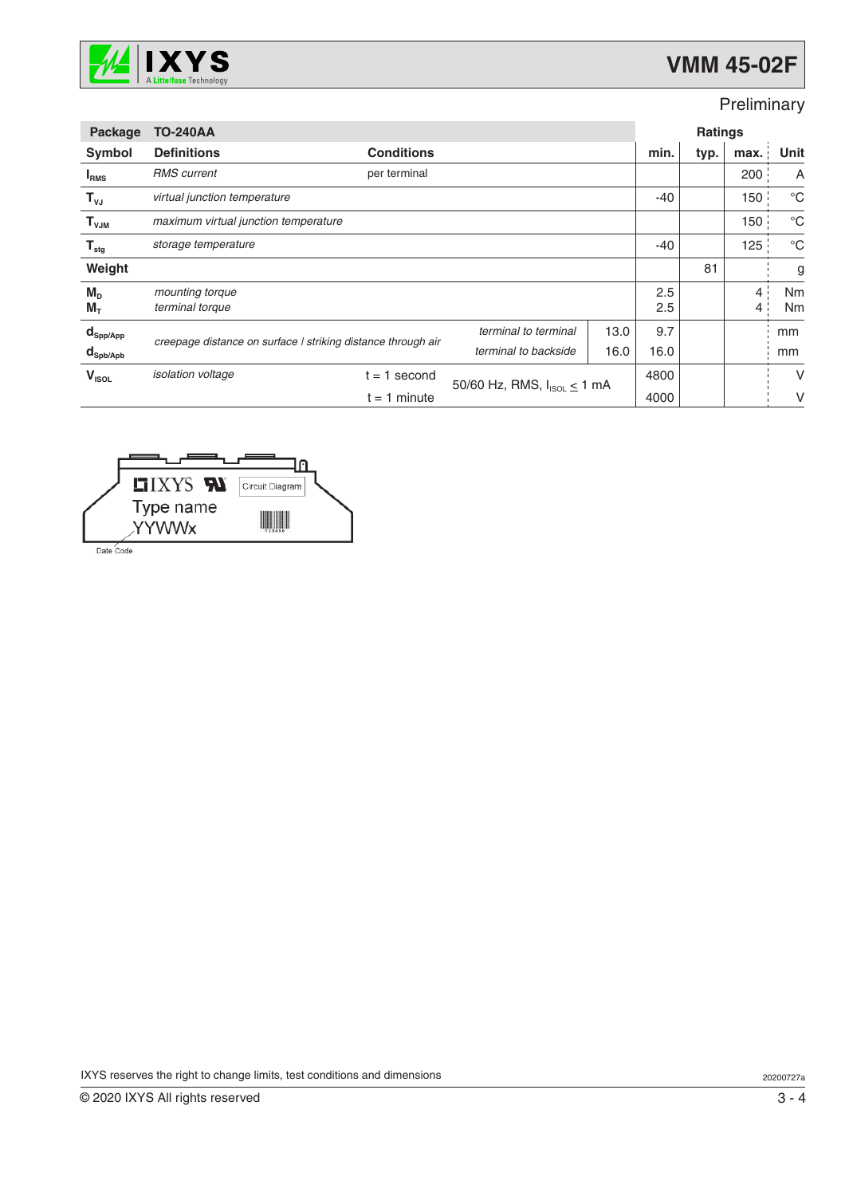Preliminary

| Package | TO-240AA | | | | Ratings | | | |
|---|---|---|---|---|---|---|---|---|
| **Symbol** | **Definitions** | **Conditions** | | | **min.** | **typ.** | **max.** | **Unit** |
| $I_{RMS}$ | *RMS current* | per terminal | | | | | 200 | A |
| $T_{VJ}$ | *virtual junction temperature* | | | | -40 | | 150 | °C |
| $T_{VJM}$ | *maximum virtual junction temperature* | | | | | | 150 | °C |
| $T_{stg}$ | *storage temperature* | | | | -40 | | 125 | °C |
| **Weight** | | | | | | 81 | | g |
| $M_D$ | *mounting torque* | | | | 2.5 | | 4 | Nm |
| $M_T$ | *terminal torque* | | | | 2.5 | | 4 | Nm |
| $d_{Spp/App}$ | *creepage distance on surface \| striking distance through air* | | *terminal to terminal* | 13.0 | 9.7 | | | mm |
| $d_{Spb/Apb}$ | | | *terminal to backside* | 16.0 | 16.0 | | | mm |
| $V_{ISOL}$ | *isolation voltage* | t = 1 second | 50/60 Hz, RMS, $I_{ISOL} \leq 1$ mA | | 4800 | | | V |
| | | t = 1 minute | | | 4000 | | | V |

IXYS Circuit Diagram
Type name
YYWWx
Date Code

IXYS reserves the right to change limits, test conditions and dimensions

20200727a

© 2020 IXYS All rights reserved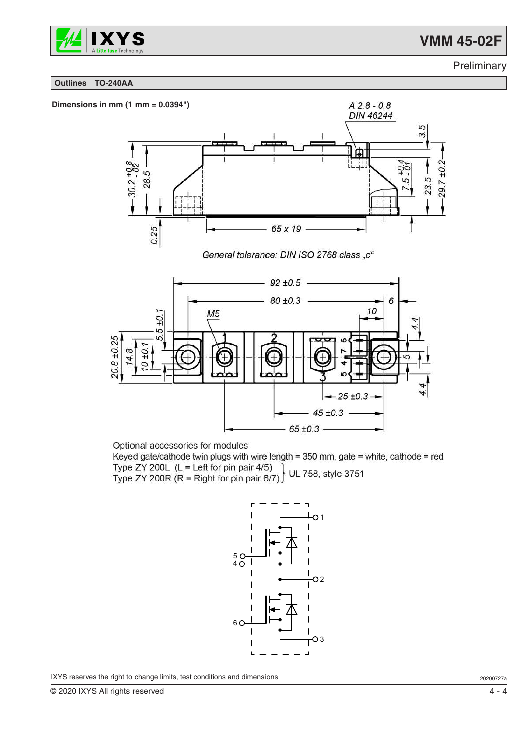Preliminary

## Outlines TO-240AA

**Dimensions in mm (1 mm = 0.0394")**

A 2.8 - 0.8
DIN 46244

3.5

30.2 +0.8 -0.2

28.5

7.5 +0.4 -0.1

23.5

29.7 ±0.2

0.25

65 x 19

General tolerance: DIN ISO 2768 class „c"

92 ±0.5

80 ±0.3

6

10

M5

5.5 ±0.1

4.4

20.8 ±0.25

14.8

10 ±0.1

5

4.4

25 ±0.3

45 ±0.3

65 ±0.3

Optional accessories for modules
Keyed gate/cathode twin plugs with wire length = 350 mm, gate = white, cathode = red
Type ZY 200L (L = Left for pin pair 4/5)
Type ZY 200R (R = Right for pin pair 6/7) } UL 758, style 3751

1
5
4
2
6
3

IXYS reserves the right to change limits, test conditions and dimensions

20200727a

© 2020 IXYS All rights reserved